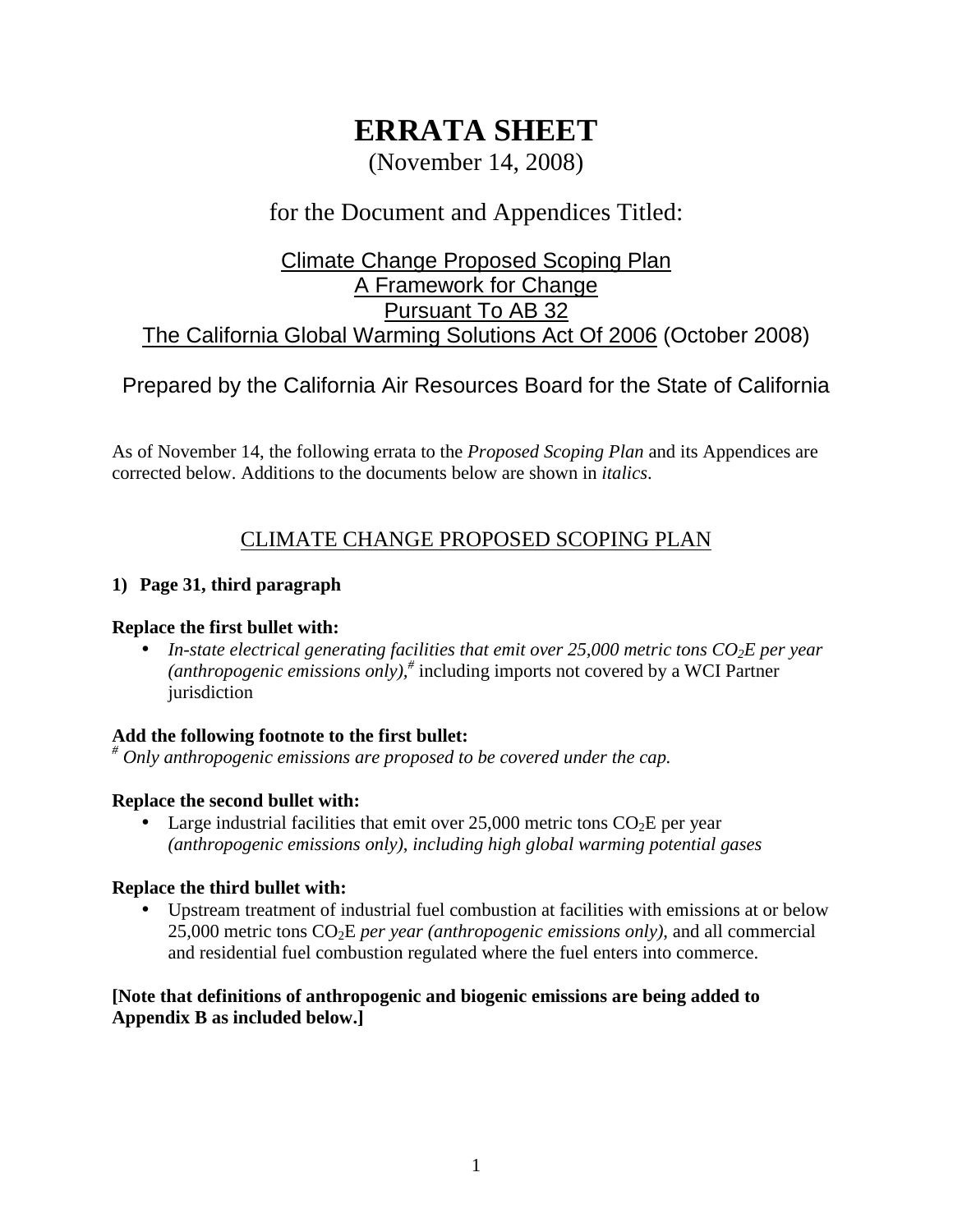# ERRATA SHEET

(November 14, 2008)

for the Document and Appendices Titled:

Climate Change Proposed Scoping Plan
A Framework for Change
Pursuant To AB 32
The California Global Warming Solutions Act Of 2006 (October 2008)

Prepared by the California Air Resources Board for the State of California

As of November 14, the following errata to the *Proposed Scoping Plan* and its Appendices are corrected below. Additions to the documents below are shown in *italics*.

## CLIMATE CHANGE PROPOSED SCOPING PLAN

**1) Page 31, third paragraph**

**Replace the first bullet with:**

- *In-state electrical generating facilities that emit over 25,000 metric tons $CO_2E$ per year (anthropogenic emissions only),*[#] including imports not covered by a WCI Partner jurisdiction

**Add the following footnote to the first bullet:**

[#] *Only anthropogenic emissions are proposed to be covered under the cap.*

**Replace the second bullet with:**

- Large industrial facilities that emit over 25,000 metric tons $CO_2E$ per year *(anthropogenic emissions only), including high global warming potential gases*

**Replace the third bullet with:**

- Upstream treatment of industrial fuel combustion at facilities with emissions at or below 25,000 metric tons $CO_2E$ *per year (anthropogenic emissions only)*, and all commercial and residential fuel combustion regulated where the fuel enters into commerce.

**[Note that definitions of anthropogenic and biogenic emissions are being added to Appendix B as included below.]**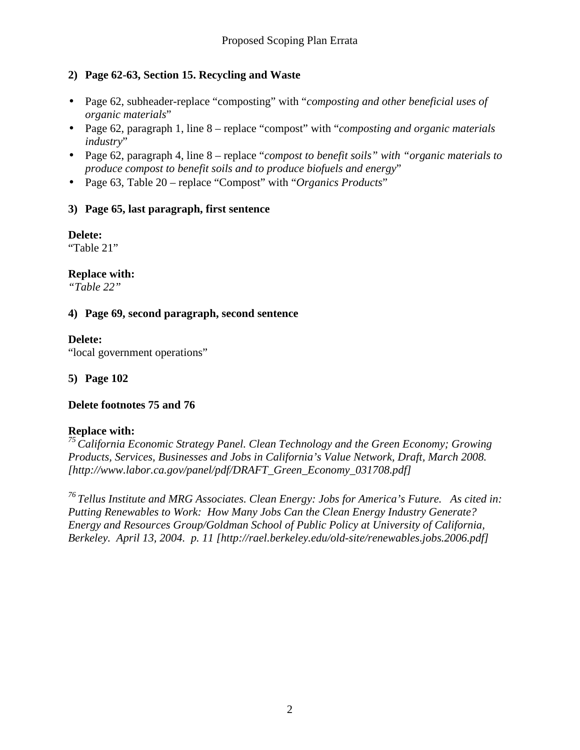**2) Page 62-63, Section 15. Recycling and Waste**

- Page 62, subheader-replace "composting" with "*composting and other beneficial uses of organic materials*"
- Page 62, paragraph 1, line 8 – replace "compost" with "*composting and organic materials industry*"
- Page 62, paragraph 4, line 8 – replace "*compost to benefit soils" with "organic materials to produce compost to benefit soils and to produce biofuels and energy*"
- Page 63, Table 20 – replace "Compost" with "*Organics Products*"

**3) Page 65, last paragraph, first sentence**

**Delete:**
"Table 21"

**Replace with:**
*"Table 22"*

**4) Page 69, second paragraph, second sentence**

**Delete:**
"local government operations"

**5) Page 102**

**Delete footnotes 75 and 76**

**Replace with:**
*[75] California Economic Strategy Panel. Clean Technology and the Green Economy; Growing Products, Services, Businesses and Jobs in California's Value Network, Draft, March 2008. [http://www.labor.ca.gov/panel/pdf/DRAFT_Green_Economy_031708.pdf]*

*[76] Tellus Institute and MRG Associates. Clean Energy: Jobs for America's Future. As cited in: Putting Renewables to Work: How Many Jobs Can the Clean Energy Industry Generate? Energy and Resources Group/Goldman School of Public Policy at University of California, Berkeley. April 13, 2004. p. 11 [http://rael.berkeley.edu/old-site/renewables.jobs.2006.pdf]*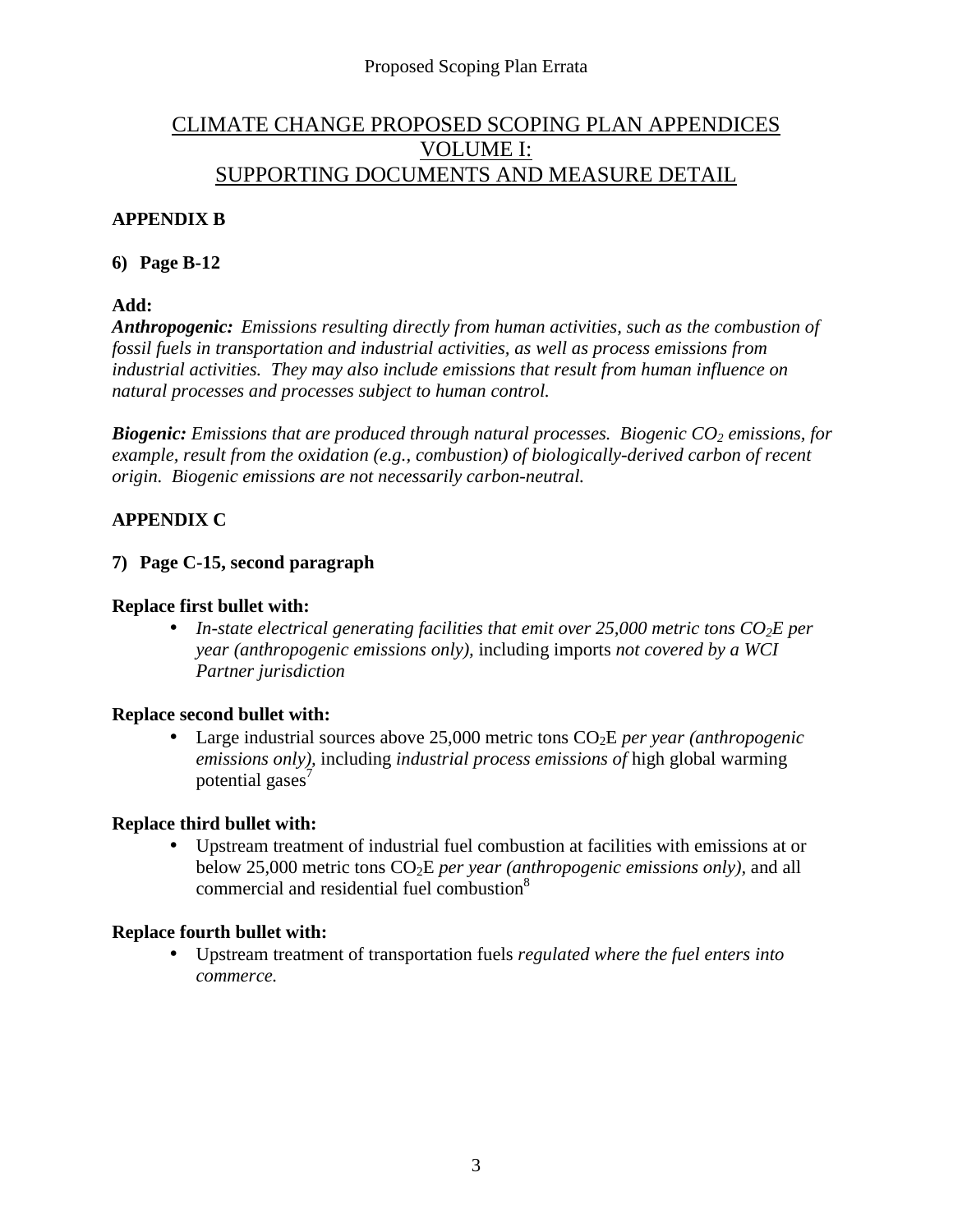# CLIMATE CHANGE PROPOSED SCOPING PLAN APPENDICES VOLUME I: SUPPORTING DOCUMENTS AND MEASURE DETAIL

## APPENDIX B

### 6) Page B-12

**Add:**

***Anthropogenic:*** *Emissions resulting directly from human activities, such as the combustion of fossil fuels in transportation and industrial activities, as well as process emissions from industrial activities. They may also include emissions that result from human influence on natural processes and processes subject to human control.*

***Biogenic:*** *Emissions that are produced through natural processes. Biogenic $CO_2$ emissions, for example, result from the oxidation (e.g., combustion) of biologically-derived carbon of recent origin. Biogenic emissions are not necessarily carbon-neutral.*

## APPENDIX C

### 7) Page C-15, second paragraph

**Replace first bullet with:**

- *In-state electrical generating facilities that emit over 25,000 metric tons $CO_2E$ per year (anthropogenic emissions only),* including imports *not covered by a WCI Partner jurisdiction*

**Replace second bullet with:**

- Large industrial sources above 25,000 metric tons $CO_2E$ *per year (anthropogenic emissions only),* including *industrial process emissions of* high global warming potential gases[7]

**Replace third bullet with:**

- Upstream treatment of industrial fuel combustion at facilities with emissions at or below 25,000 metric tons $CO_2E$ *per year (anthropogenic emissions only),* and all commercial and residential fuel combustion[8]

**Replace fourth bullet with:**

- Upstream treatment of transportation fuels *regulated where the fuel enters into commerce.*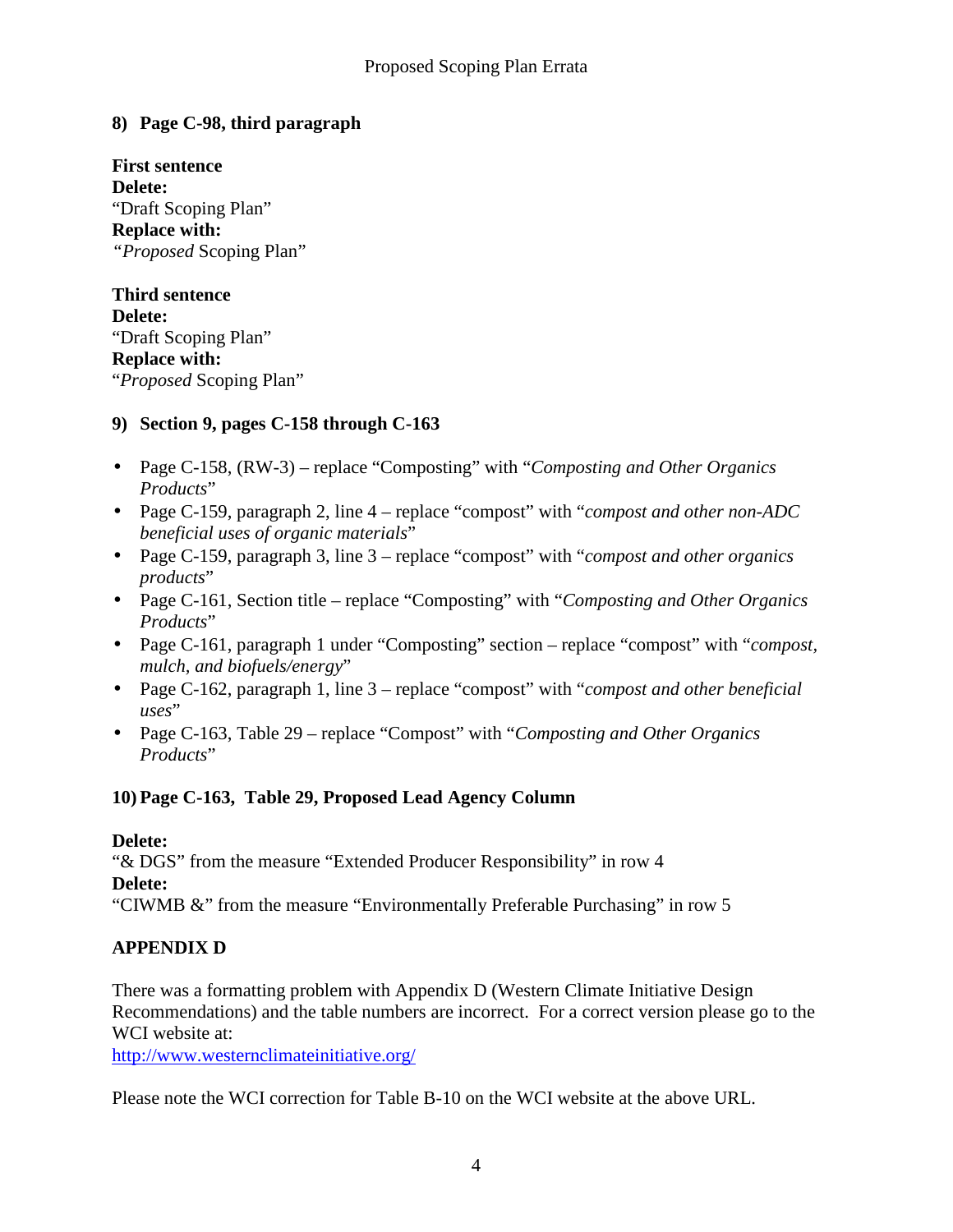## 8) Page C-98, third paragraph

**First sentence**
**Delete:**
"Draft Scoping Plan"
**Replace with:**
"*Proposed* Scoping Plan"

**Third sentence**
**Delete:**
"Draft Scoping Plan"
**Replace with:**
"*Proposed* Scoping Plan"

## 9) Section 9, pages C-158 through C-163

- Page C-158, (RW-3) – replace "Composting" with "*Composting and Other Organics Products*"
- Page C-159, paragraph 2, line 4 – replace "compost" with "*compost and other non-ADC beneficial uses of organic materials*"
- Page C-159, paragraph 3, line 3 – replace "compost" with "*compost and other organics products*"
- Page C-161, Section title – replace "Composting" with "*Composting and Other Organics Products*"
- Page C-161, paragraph 1 under "Composting" section – replace "compost" with "*compost, mulch, and biofuels/energy*"
- Page C-162, paragraph 1, line 3 – replace "compost" with "*compost and other beneficial uses*"
- Page C-163, Table 29 – replace "Compost" with "*Composting and Other Organics Products*"

## 10) Page C-163, Table 29, Proposed Lead Agency Column

**Delete:**
"& DGS" from the measure "Extended Producer Responsibility" in row 4
**Delete:**
"CIWMB &" from the measure "Environmentally Preferable Purchasing" in row 5

## APPENDIX D

There was a formatting problem with Appendix D (Western Climate Initiative Design Recommendations) and the table numbers are incorrect. For a correct version please go to the WCI website at:
http://www.westernclimateinitiative.org/

Please note the WCI correction for Table B-10 on the WCI website at the above URL.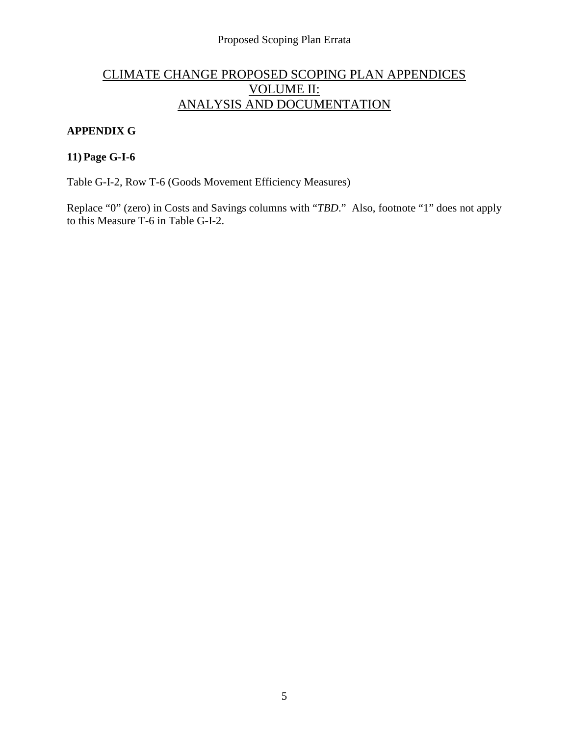# CLIMATE CHANGE PROPOSED SCOPING PLAN APPENDICES VOLUME II: ANALYSIS AND DOCUMENTATION

**APPENDIX G**

**11) Page G-I-6**

Table G-I-2, Row T-6 (Goods Movement Efficiency Measures)

Replace "0" (zero) in Costs and Savings columns with "*TBD*." Also, footnote "1" does not apply to this Measure T-6 in Table G-I-2.